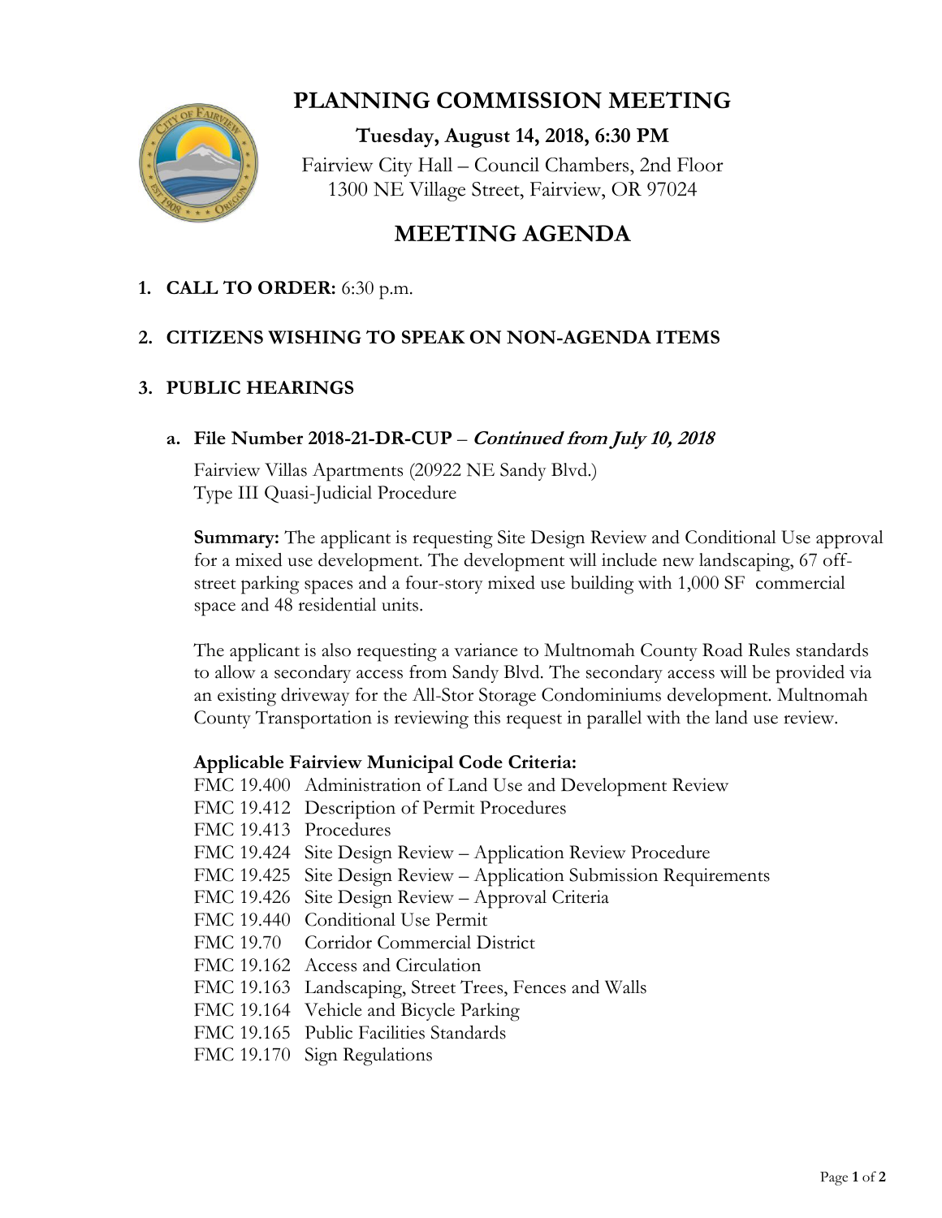# PLANNING COMMISSION MEETING

**Tuesday, August 14, 2018, 6:30 PM**

Fairview City Hall – Council Chambers, 2nd Floor
1300 NE Village Street, Fairview, OR 97024

## MEETING AGENDA

1. **CALL TO ORDER:** 6:30 p.m.

2. **CITIZENS WISHING TO SPEAK ON NON-AGENDA ITEMS**

3. **PUBLIC HEARINGS**

   a. **File Number 2018-21-DR-CUP** – ***Continued from July 10, 2018***

   Fairview Villas Apartments (20922 NE Sandy Blvd.)
   Type III Quasi-Judicial Procedure

   **Summary:** The applicant is requesting Site Design Review and Conditional Use approval for a mixed use development. The development will include new landscaping, 67 off-street parking spaces and a four-story mixed use building with 1,000 SF commercial space and 48 residential units.

   The applicant is also requesting a variance to Multnomah County Road Rules standards to allow a secondary access from Sandy Blvd. The secondary access will be provided via an existing driveway for the All-Stor Storage Condominiums development. Multnomah County Transportation is reviewing this request in parallel with the land use review.

   **Applicable Fairview Municipal Code Criteria:**

   FMC 19.400 Administration of Land Use and Development Review
   FMC 19.412 Description of Permit Procedures
   FMC 19.413 Procedures
   FMC 19.424 Site Design Review – Application Review Procedure
   FMC 19.425 Site Design Review – Application Submission Requirements
   FMC 19.426 Site Design Review – Approval Criteria
   FMC 19.440 Conditional Use Permit
   FMC 19.70 Corridor Commercial District
   FMC 19.162 Access and Circulation
   FMC 19.163 Landscaping, Street Trees, Fences and Walls
   FMC 19.164 Vehicle and Bicycle Parking
   FMC 19.165 Public Facilities Standards
   FMC 19.170 Sign Regulations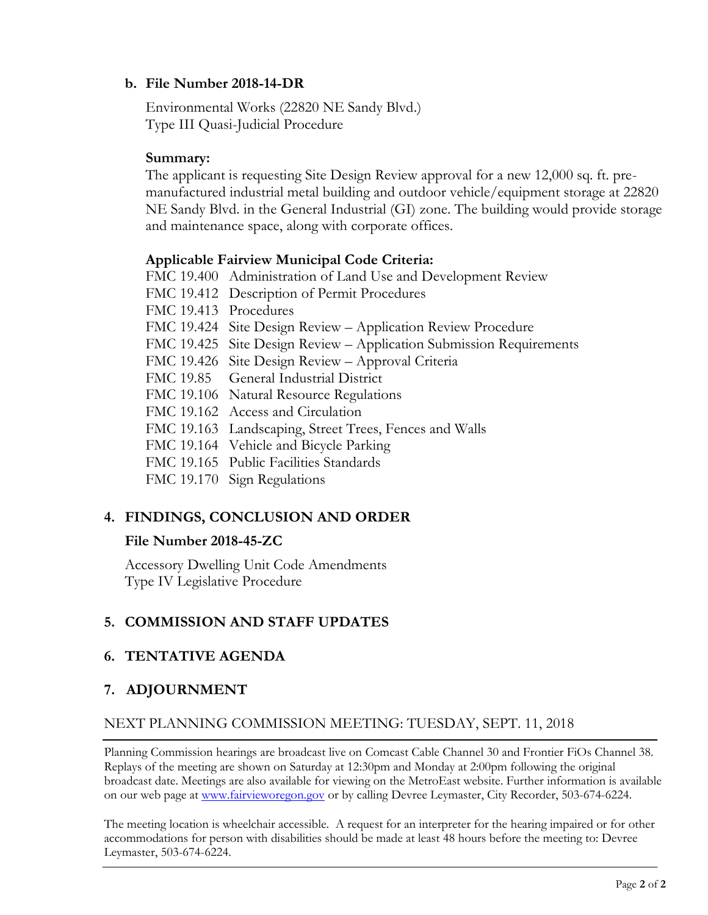**b. File Number 2018-14-DR**

Environmental Works (22820 NE Sandy Blvd.)
Type III Quasi-Judicial Procedure

**Summary:**
The applicant is requesting Site Design Review approval for a new 12,000 sq. ft. pre-manufactured industrial metal building and outdoor vehicle/equipment storage at 22820 NE Sandy Blvd. in the General Industrial (GI) zone. The building would provide storage and maintenance space, along with corporate offices.

**Applicable Fairview Municipal Code Criteria:**

FMC 19.400 Administration of Land Use and Development Review
FMC 19.412 Description of Permit Procedures
FMC 19.413 Procedures
FMC 19.424 Site Design Review – Application Review Procedure
FMC 19.425 Site Design Review – Application Submission Requirements
FMC 19.426 Site Design Review – Approval Criteria
FMC 19.85 General Industrial District
FMC 19.106 Natural Resource Regulations
FMC 19.162 Access and Circulation
FMC 19.163 Landscaping, Street Trees, Fences and Walls
FMC 19.164 Vehicle and Bicycle Parking
FMC 19.165 Public Facilities Standards
FMC 19.170 Sign Regulations

## 4. FINDINGS, CONCLUSION AND ORDER

**File Number 2018-45-ZC**

Accessory Dwelling Unit Code Amendments
Type IV Legislative Procedure

## 5. COMMISSION AND STAFF UPDATES

## 6. TENTATIVE AGENDA

## 7. ADJOURNMENT

NEXT PLANNING COMMISSION MEETING: TUESDAY, SEPT. 11, 2018

---

Planning Commission hearings are broadcast live on Comcast Cable Channel 30 and Frontier FiOs Channel 38. Replays of the meeting are shown on Saturday at 12:30pm and Monday at 2:00pm following the original broadcast date. Meetings are also available for viewing on the MetroEast website. Further information is available on our web page at www.fairvieworegon.gov or by calling Devree Leymaster, City Recorder, 503-674-6224.

The meeting location is wheelchair accessible. A request for an interpreter for the hearing impaired or for other accommodations for person with disabilities should be made at least 48 hours before the meeting to: Devree Leymaster, 503-674-6224.